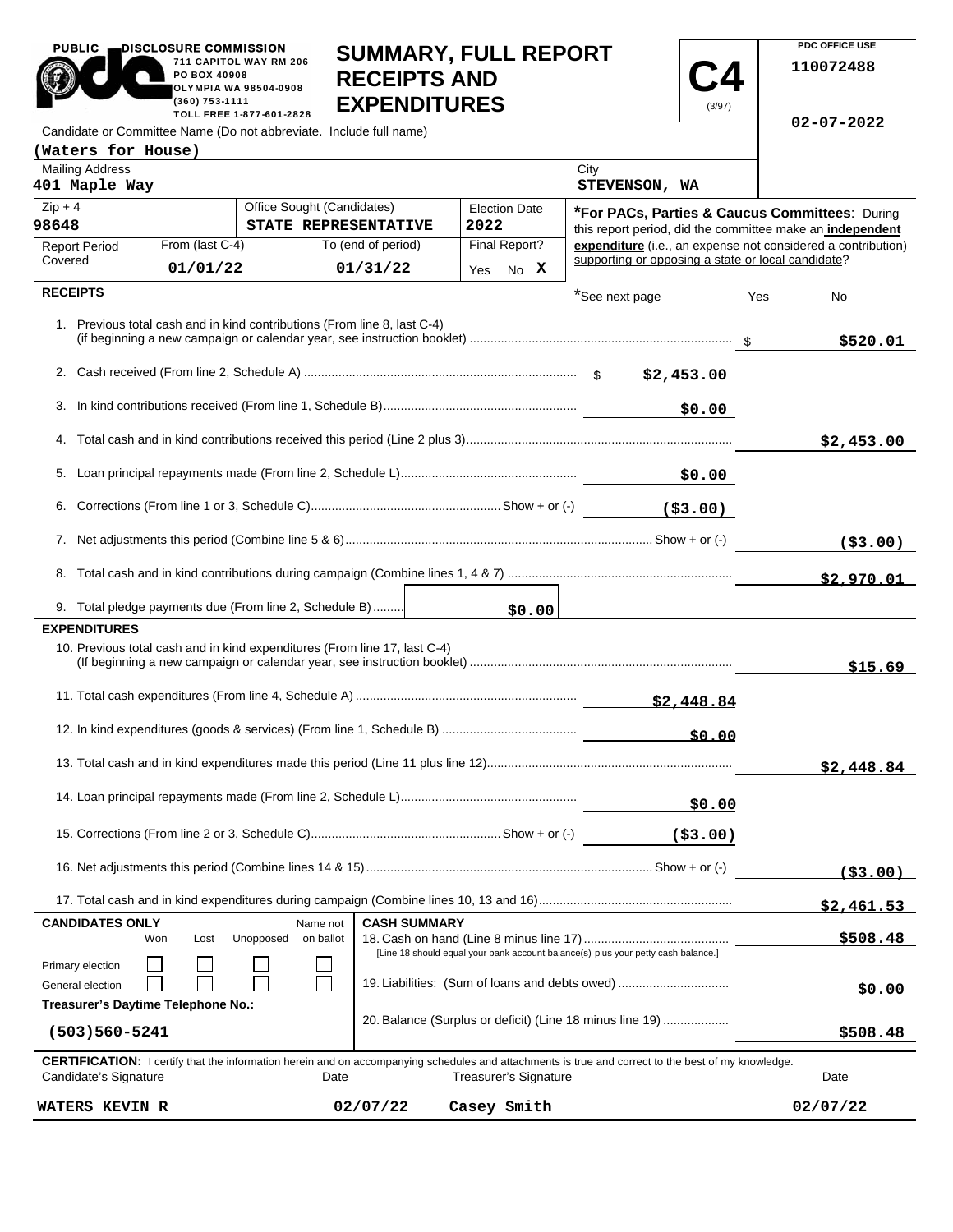PUBLIC DISCLOSURE COMMISSION
711 CAPITOL WAY RM 206
PO BOX 40908
OLYMPIA WA 98504-0908
(360) 753-1111
TOLL FREE 1-877-601-2828

# SUMMARY, FULL REPORT RECEIPTS AND EXPENDITURES

**C4** (3/97)

PDC OFFICE USE
110072488

02-07-2022

Candidate or Committee Name (Do not abbreviate. Include full name)
**(Waters for House)**

| Mailing Address | City |
|---|---|
| 401 Maple Way | STEVENSON, WA |

| Zip + 4 | Office Sought (Candidates) | Election Date |
|---|---|---|
| 98648 | STATE REPRESENTATIVE | 2022 |

| Report Period Covered | From (last C-4) | To (end of period) | Final Report? |
|---|---|---|---|
| | 01/01/22 | 01/31/22 | Yes No X |

***For PACs, Parties & Caucus Committees**: During this report period, did the committee make an **independent expenditure** (i.e., an expense not considered a contribution) supporting or opposing a state or local candidate?

*See next page Yes No

## RECEIPTS

| | | |
|---|---|---|
| 1. Previous total cash and in kind contributions (From line 8, last C-4) (if beginning a new campaign or calendar year, see instruction booklet) | | $520.01 |
| 2. Cash received (From line 2, Schedule A) | $2,453.00 | |
| 3. In kind contributions received (From line 1, Schedule B) | $0.00 | |
| 4. Total cash and in kind contributions received this period (Line 2 plus 3) | | $2,453.00 |
| 5. Loan principal repayments made (From line 2, Schedule L) | $0.00 | |
| 6. Corrections (From line 1 or 3, Schedule C) Show + or (-) | ($3.00) | |
| 7. Net adjustments this period (Combine line 5 & 6) Show + or (-) | | ($3.00) |
| 8. Total cash and in kind contributions during campaign (Combine lines 1, 4 & 7) | | $2,970.01 |
| 9. Total pledge payments due (From line 2, Schedule B) | $0.00 | |

## EXPENDITURES

| | | |
|---|---|---|
| 10. Previous total cash and in kind expenditures (From line 17, last C-4) (If beginning a new campaign or calendar year, see instruction booklet) | | $15.69 |
| 11. Total cash expenditures (From line 4, Schedule A) | $2,448.84 | |
| 12. In kind expenditures (goods & services) (From line 1, Schedule B) | $0.00 | |
| 13. Total cash and in kind expenditures made this period (Line 11 plus line 12) | | $2,448.84 |
| 14. Loan principal repayments made (From line 2, Schedule L) | $0.00 | |
| 15. Corrections (From line 2 or 3, Schedule C) Show + or (-) | ($3.00) | |
| 16. Net adjustments this period (Combine lines 14 & 15) Show + or (-) | | ($3.00) |
| 17. Total cash and in kind expenditures during campaign (Combine lines 10, 13 and 16) | | $2,461.53 |

| CANDIDATES ONLY | Won | Lost | Unopposed | Name not on ballot |
|---|---|---|---|---|
| Primary election | ☐ | ☐ | ☐ | ☐ |
| General election | ☐ | ☐ | ☐ | ☐ |

**Treasurer's Daytime Telephone No.:**
(503)560-5241

**CASH SUMMARY**

| | |
|---|---|
| 18. Cash on hand (Line 8 minus line 17) [Line 18 should equal your bank account balance(s) plus your petty cash balance.] | $508.48 |
| 19. Liabilities: (Sum of loans and debts owed) | $0.00 |
| 20. Balance (Surplus or deficit) (Line 18 minus line 19) | $508.48 |

**CERTIFICATION:** I certify that the information herein and on accompanying schedules and attachments is true and correct to the best of my knowledge.

| Candidate's Signature | Date | Treasurer's Signature | Date |
|---|---|---|---|
| WATERS KEVIN R | 02/07/22 | Casey Smith | 02/07/22 |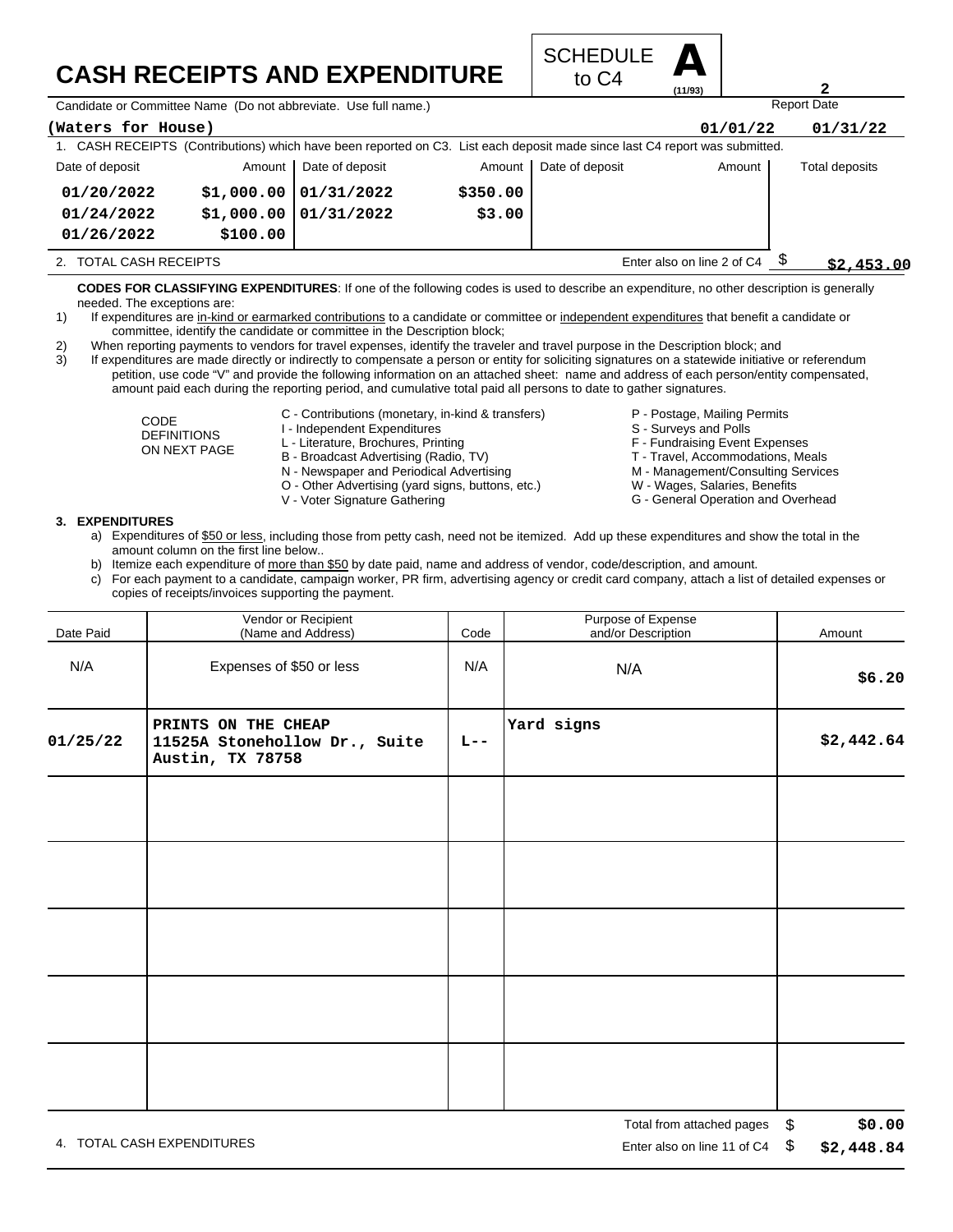# CASH RECEIPTS AND EXPENDITURE

SCHEDULE **A** to C4 (11/93)

**2**

Candidate or Committee Name (Do not abbreviate. Use full name.) | Report Date

**(Waters for House)** | **01/01/22** | **01/31/22**

1. CASH RECEIPTS (Contributions) which have been reported on C3. List each deposit made since last C4 report was submitted.

| Date of deposit | Amount | Date of deposit | Amount | Date of deposit | Amount | Total deposits |
|---|---|---|---|---|---|---|
| 01/20/2022 | $1,000.00 | 01/31/2022 | $350.00 | | | |
| 01/24/2022 | $1,000.00 | 01/31/2022 | $3.00 | | | |
| 01/26/2022 | $100.00 | | | | | |

2. TOTAL CASH RECEIPTS — Enter also on line 2 of C4 $ **$2,453.00**

**CODES FOR CLASSIFYING EXPENDITURES**: If one of the following codes is used to describe an expenditure, no other description is generally needed. The exceptions are:

1) If expenditures are in-kind or earmarked contributions to a candidate or committee or independent expenditures that benefit a candidate or committee, identify the candidate or committee in the Description block;
2) When reporting payments to vendors for travel expenses, identify the traveler and travel purpose in the Description block; and
3) If expenditures are made directly or indirectly to compensate a person or entity for soliciting signatures on a statewide initiative or referendum petition, use code "V" and provide the following information on an attached sheet: name and address of each person/entity compensated, amount paid each during the reporting period, and cumulative total paid all persons to date to gather signatures.

CODE DEFINITIONS ON NEXT PAGE

- C - Contributions (monetary, in-kind & transfers)
- I - Independent Expenditures
- L - Literature, Brochures, Printing
- B - Broadcast Advertising (Radio, TV)
- N - Newspaper and Periodical Advertising
- O - Other Advertising (yard signs, buttons, etc.)
- V - Voter Signature Gathering
- P - Postage, Mailing Permits
- S - Surveys and Polls
- F - Fundraising Event Expenses
- T - Travel, Accommodations, Meals
- M - Management/Consulting Services
- W - Wages, Salaries, Benefits
- G - General Operation and Overhead

**3. EXPENDITURES**

a) Expenditures of $50 or less, including those from petty cash, need not be itemized. Add up these expenditures and show the total in the amount column on the first line below..
b) Itemize each expenditure of more than $50 by date paid, name and address of vendor, code/description, and amount.
c) For each payment to a candidate, campaign worker, PR firm, advertising agency or credit card company, attach a list of detailed expenses or copies of receipts/invoices supporting the payment.

| Date Paid | Vendor or Recipient (Name and Address) | Code | Purpose of Expense and/or Description | Amount |
|---|---|---|---|---|
| N/A | Expenses of $50 or less | N/A | N/A | $6.20 |
| 01/25/22 | PRINTS ON THE CHEAP 11525A Stonehollow Dr., Suite Austin, TX 78758 | L-- | Yard signs | $2,442.64 |
| | | | | |
| | | | | |
| | | | | |
| | | | | |
| | | | | |

Total from attached pages $ **$0.00**

4. TOTAL CASH EXPENDITURES — Enter also on line 11 of C4 $ **$2,448.84**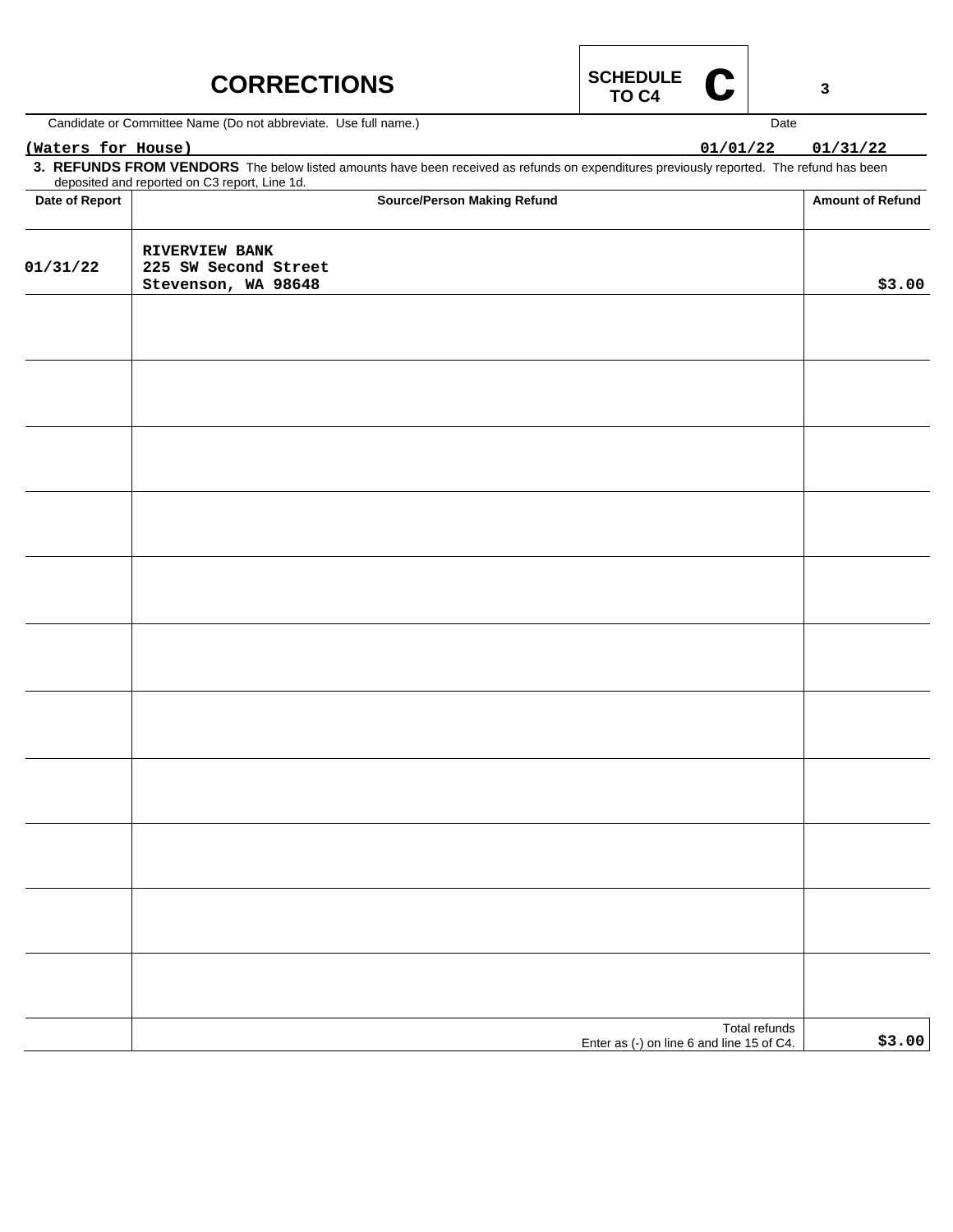# CORRECTIONS

**SCHEDULE C TO C4**

Candidate or Committee Name (Do not abbreviate. Use full name.) | Date

**(Waters for House)** | **01/01/22** | **01/31/22**

**3. REFUNDS FROM VENDORS** The below listed amounts have been received as refunds on expenditures previously reported. The refund has been deposited and reported on C3 report, Line 1d.

| Date of Report | Source/Person Making Refund | Amount of Refund |
|---|---|---|
| 01/31/22 | RIVERVIEW BANK<br>225 SW Second Street<br>Stevenson, WA 98648 | $3.00 |
| | | |
| | | |
| | | |
| | | |
| | | |
| | | |
| | | |
| | | |
| | | |
| | | |
| | | |
| | Total refunds<br>Enter as (-) on line 6 and line 15 of C4. | $3.00 |